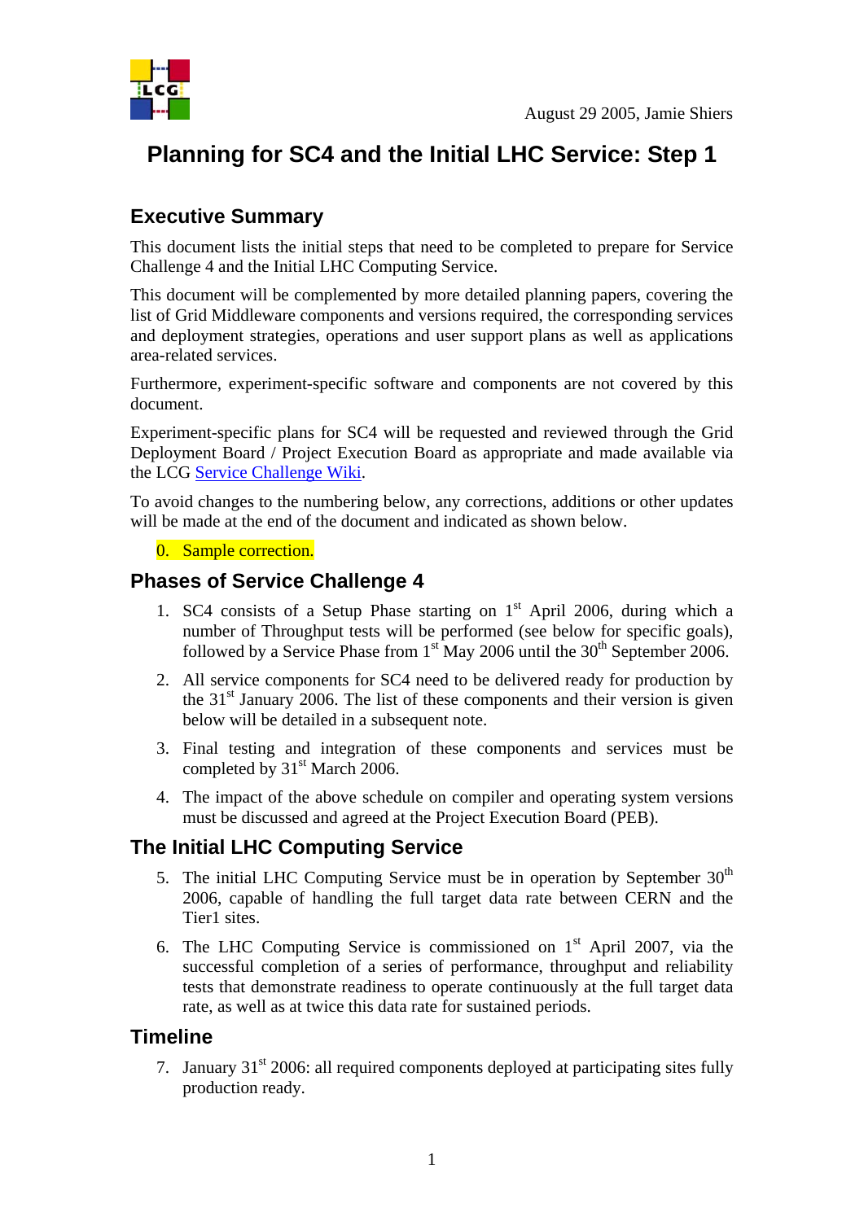August 29 2005, Jamie Shiers

# Planning for SC4 and the Initial LHC Service: Step 1

## Executive Summary

This document lists the initial steps that need to be completed to prepare for Service Challenge 4 and the Initial LHC Computing Service.

This document will be complemented by more detailed planning papers, covering the list of Grid Middleware components and versions required, the corresponding services and deployment strategies, operations and user support plans as well as applications area-related services.

Furthermore, experiment-specific software and components are not covered by this document.

Experiment-specific plans for SC4 will be requested and reviewed through the Grid Deployment Board / Project Execution Board as appropriate and made available via the LCG Service Challenge Wiki.

To avoid changes to the numbering below, any corrections, additions or other updates will be made at the end of the document and indicated as shown below.

0. Sample correction.

## Phases of Service Challenge 4

1. SC4 consists of a Setup Phase starting on 1st April 2006, during which a number of Throughput tests will be performed (see below for specific goals), followed by a Service Phase from 1st May 2006 until the 30th September 2006.
2. All service components for SC4 need to be delivered ready for production by the 31st January 2006. The list of these components and their version is given below will be detailed in a subsequent note.
3. Final testing and integration of these components and services must be completed by 31st March 2006.
4. The impact of the above schedule on compiler and operating system versions must be discussed and agreed at the Project Execution Board (PEB).

## The Initial LHC Computing Service

5. The initial LHC Computing Service must be in operation by September 30th 2006, capable of handling the full target data rate between CERN and the Tier1 sites.
6. The LHC Computing Service is commissioned on 1st April 2007, via the successful completion of a series of performance, throughput and reliability tests that demonstrate readiness to operate continuously at the full target data rate, as well as at twice this data rate for sustained periods.

## Timeline

7. January 31st 2006: all required components deployed at participating sites fully production ready.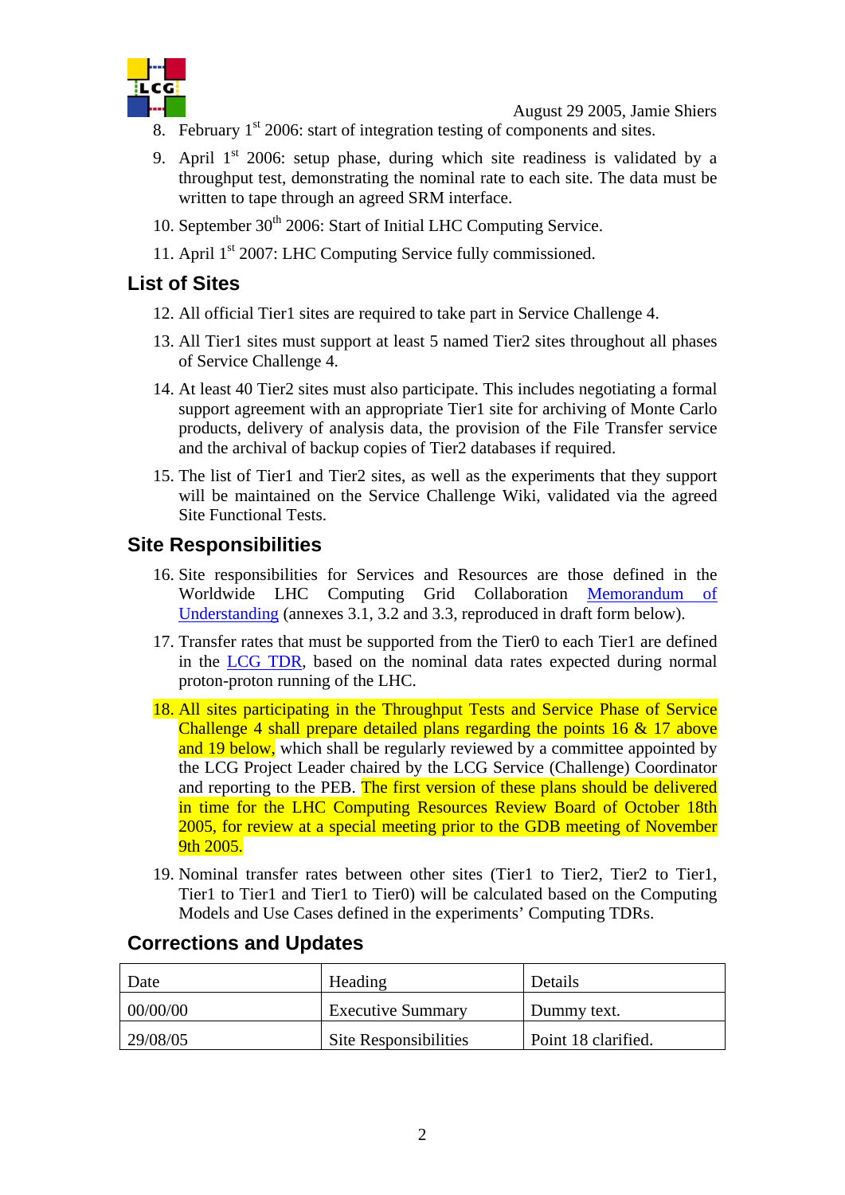8. February 1st 2006: start of integration testing of components and sites.

9. April 1st 2006: setup phase, during which site readiness is validated by a throughput test, demonstrating the nominal rate to each site. The data must be written to tape through an agreed SRM interface.

10. September 30th 2006: Start of Initial LHC Computing Service.

11. April 1st 2007: LHC Computing Service fully commissioned.

## List of Sites

12. All official Tier1 sites are required to take part in Service Challenge 4.

13. All Tier1 sites must support at least 5 named Tier2 sites throughout all phases of Service Challenge 4.

14. At least 40 Tier2 sites must also participate. This includes negotiating a formal support agreement with an appropriate Tier1 site for archiving of Monte Carlo products, delivery of analysis data, the provision of the File Transfer service and the archival of backup copies of Tier2 databases if required.

15. The list of Tier1 and Tier2 sites, as well as the experiments that they support will be maintained on the Service Challenge Wiki, validated via the agreed Site Functional Tests.

## Site Responsibilities

16. Site responsibilities for Services and Resources are those defined in the Worldwide LHC Computing Grid Collaboration Memorandum of Understanding (annexes 3.1, 3.2 and 3.3, reproduced in draft form below).

17. Transfer rates that must be supported from the Tier0 to each Tier1 are defined in the LCG TDR, based on the nominal data rates expected during normal proton-proton running of the LHC.

18. All sites participating in the Throughput Tests and Service Phase of Service Challenge 4 shall prepare detailed plans regarding the points 16 & 17 above and 19 below, which shall be regularly reviewed by a committee appointed by the LCG Project Leader chaired by the LCG Service (Challenge) Coordinator and reporting to the PEB. The first version of these plans should be delivered in time for the LHC Computing Resources Review Board of October 18th 2005, for review at a special meeting prior to the GDB meeting of November 9th 2005.

19. Nominal transfer rates between other sites (Tier1 to Tier2, Tier2 to Tier1, Tier1 to Tier1 and Tier1 to Tier0) will be calculated based on the Computing Models and Use Cases defined in the experiments' Computing TDRs.

## Corrections and Updates

| Date | Heading | Details |
|---|---|---|
| 00/00/00 | Executive Summary | Dummy text. |
| 29/08/05 | Site Responsibilities | Point 18 clarified. |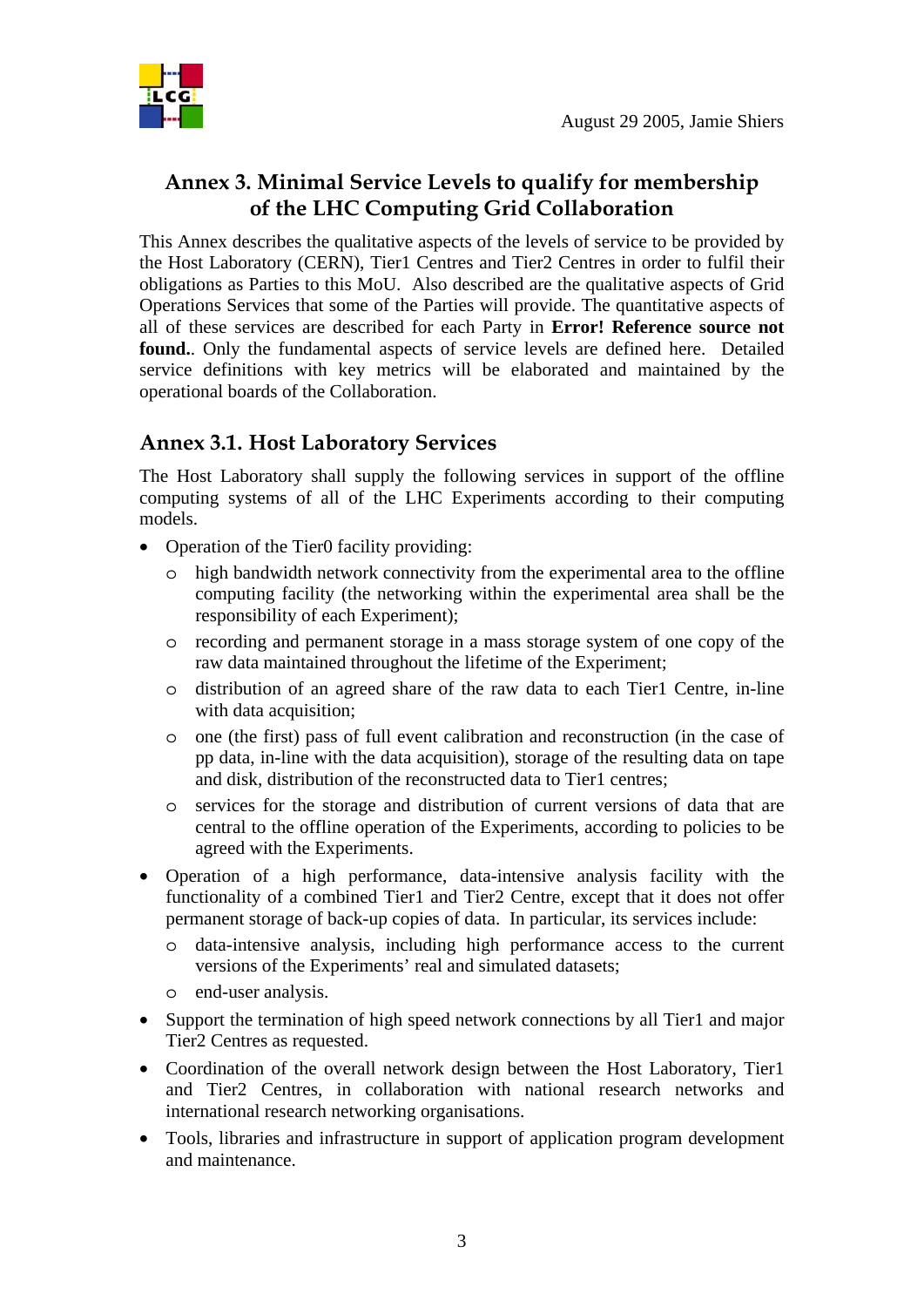## Annex 3. Minimal Service Levels to qualify for membership of the LHC Computing Grid Collaboration

This Annex describes the qualitative aspects of the levels of service to be provided by the Host Laboratory (CERN), Tier1 Centres and Tier2 Centres in order to fulfil their obligations as Parties to this MoU. Also described are the qualitative aspects of Grid Operations Services that some of the Parties will provide. The quantitative aspects of all of these services are described for each Party in **Error! Reference source not found.**. Only the fundamental aspects of service levels are defined here. Detailed service definitions with key metrics will be elaborated and maintained by the operational boards of the Collaboration.

### Annex 3.1. Host Laboratory Services

The Host Laboratory shall supply the following services in support of the offline computing systems of all of the LHC Experiments according to their computing models.

- Operation of the Tier0 facility providing:
  - high bandwidth network connectivity from the experimental area to the offline computing facility (the networking within the experimental area shall be the responsibility of each Experiment);
  - recording and permanent storage in a mass storage system of one copy of the raw data maintained throughout the lifetime of the Experiment;
  - distribution of an agreed share of the raw data to each Tier1 Centre, in-line with data acquisition;
  - one (the first) pass of full event calibration and reconstruction (in the case of pp data, in-line with the data acquisition), storage of the resulting data on tape and disk, distribution of the reconstructed data to Tier1 centres;
  - services for the storage and distribution of current versions of data that are central to the offline operation of the Experiments, according to policies to be agreed with the Experiments.
- Operation of a high performance, data-intensive analysis facility with the functionality of a combined Tier1 and Tier2 Centre, except that it does not offer permanent storage of back-up copies of data. In particular, its services include:
  - data-intensive analysis, including high performance access to the current versions of the Experiments' real and simulated datasets;
  - end-user analysis.
- Support the termination of high speed network connections by all Tier1 and major Tier2 Centres as requested.
- Coordination of the overall network design between the Host Laboratory, Tier1 and Tier2 Centres, in collaboration with national research networks and international research networking organisations.
- Tools, libraries and infrastructure in support of application program development and maintenance.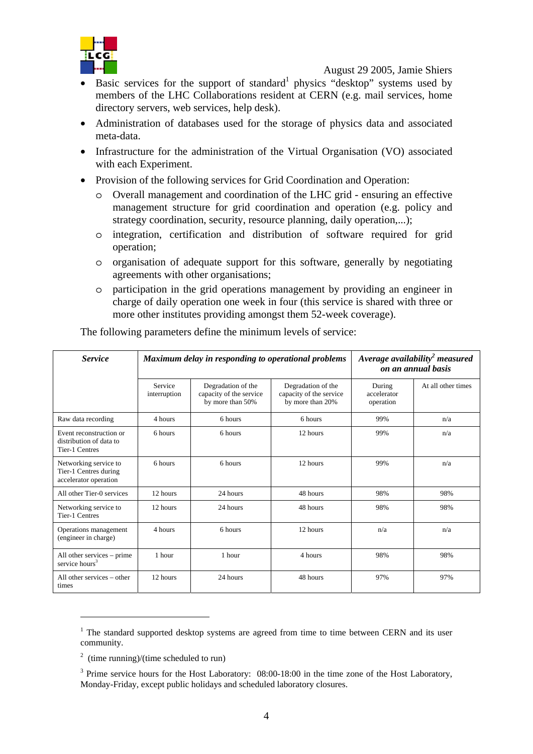- Basic services for the support of standard[1] physics "desktop" systems used by members of the LHC Collaborations resident at CERN (e.g. mail services, home directory servers, web services, help desk).
- Administration of databases used for the storage of physics data and associated meta-data.
- Infrastructure for the administration of the Virtual Organisation (VO) associated with each Experiment.
- Provision of the following services for Grid Coordination and Operation:
  - Overall management and coordination of the LHC grid - ensuring an effective management structure for grid coordination and operation (e.g. policy and strategy coordination, security, resource planning, daily operation,...);
  - integration, certification and distribution of software required for grid operation;
  - organisation of adequate support for this software, generally by negotiating agreements with other organisations;
  - participation in the grid operations management by providing an engineer in charge of daily operation one week in four (this service is shared with three or more other institutes providing amongst them 52-week coverage).

The following parameters define the minimum levels of service:

| *Service* | *Maximum delay in responding to operational problems* | | | *Average availability[2] measured on an annual basis* | |
|---|---|---|---|---|---|
| | Service interruption | Degradation of the capacity of the service by more than 50% | Degradation of the capacity of the service by more than 20% | During accelerator operation | At all other times |
| Raw data recording | 4 hours | 6 hours | 6 hours | 99% | n/a |
| Event reconstruction or distribution of data to Tier-1 Centres | 6 hours | 6 hours | 12 hours | 99% | n/a |
| Networking service to Tier-1 Centres during accelerator operation | 6 hours | 6 hours | 12 hours | 99% | n/a |
| All other Tier-0 services | 12 hours | 24 hours | 48 hours | 98% | 98% |
| Networking service to Tier-1 Centres | 12 hours | 24 hours | 48 hours | 98% | 98% |
| Operations management (engineer in charge) | 4 hours | 6 hours | 12 hours | n/a | n/a |
| All other services – prime service hours[3] | 1 hour | 1 hour | 4 hours | 98% | 98% |
| All other services – other times | 12 hours | 24 hours | 48 hours | 97% | 97% |

---

[1] The standard supported desktop systems are agreed from time to time between CERN and its user community.

[2] (time running)/(time scheduled to run)

[3] Prime service hours for the Host Laboratory: 08:00-18:00 in the time zone of the Host Laboratory, Monday-Friday, except public holidays and scheduled laboratory closures.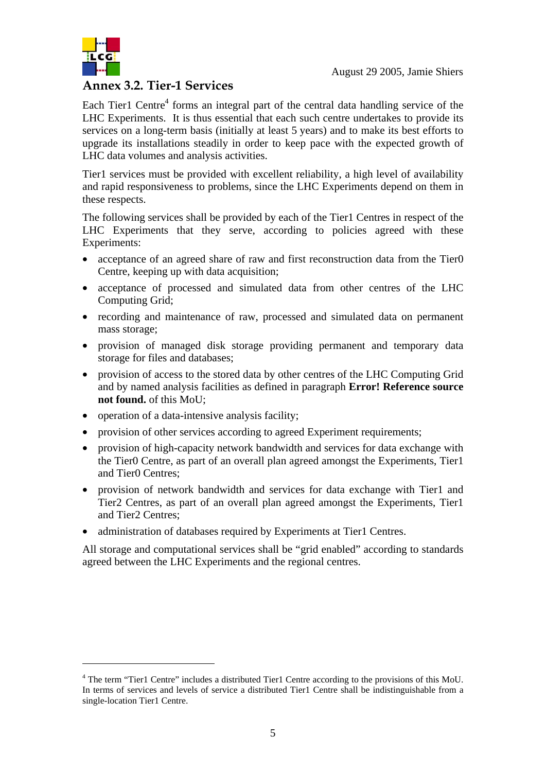## Annex 3.2. Tier-1 Services

Each Tier1 Centre[4] forms an integral part of the central data handling service of the LHC Experiments. It is thus essential that each such centre undertakes to provide its services on a long-term basis (initially at least 5 years) and to make its best efforts to upgrade its installations steadily in order to keep pace with the expected growth of LHC data volumes and analysis activities.

Tier1 services must be provided with excellent reliability, a high level of availability and rapid responsiveness to problems, since the LHC Experiments depend on them in these respects.

The following services shall be provided by each of the Tier1 Centres in respect of the LHC Experiments that they serve, according to policies agreed with these Experiments:

- acceptance of an agreed share of raw and first reconstruction data from the Tier0 Centre, keeping up with data acquisition;
- acceptance of processed and simulated data from other centres of the LHC Computing Grid;
- recording and maintenance of raw, processed and simulated data on permanent mass storage;
- provision of managed disk storage providing permanent and temporary data storage for files and databases;
- provision of access to the stored data by other centres of the LHC Computing Grid and by named analysis facilities as defined in paragraph **Error! Reference source not found.** of this MoU;
- operation of a data-intensive analysis facility;
- provision of other services according to agreed Experiment requirements;
- provision of high-capacity network bandwidth and services for data exchange with the Tier0 Centre, as part of an overall plan agreed amongst the Experiments, Tier1 and Tier0 Centres;
- provision of network bandwidth and services for data exchange with Tier1 and Tier2 Centres, as part of an overall plan agreed amongst the Experiments, Tier1 and Tier2 Centres;
- administration of databases required by Experiments at Tier1 Centres.

All storage and computational services shall be "grid enabled" according to standards agreed between the LHC Experiments and the regional centres.

---

[4] The term "Tier1 Centre" includes a distributed Tier1 Centre according to the provisions of this MoU. In terms of services and levels of service a distributed Tier1 Centre shall be indistinguishable from a single-location Tier1 Centre.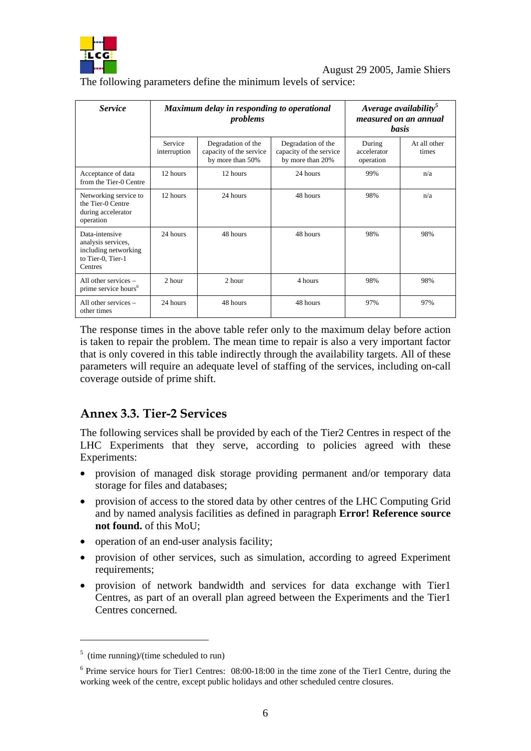The following parameters define the minimum levels of service:

| ***Service*** | ***Maximum delay in responding to operational problems*** | | | ***Average availability[5] measured on an annual basis*** | |
|---|---|---|---|---|---|
| | Service interruption | Degradation of the capacity of the service by more than 50% | Degradation of the capacity of the service by more than 20% | During accelerator operation | At all other times |
| Acceptance of data from the Tier-0 Centre | 12 hours | 12 hours | 24 hours | 99% | n/a |
| Networking service to the Tier-0 Centre during accelerator operation | 12 hours | 24 hours | 48 hours | 98% | n/a |
| Data-intensive analysis services, including networking to Tier-0, Tier-1 Centres | 24 hours | 48 hours | 48 hours | 98% | 98% |
| All other services – prime service hours[6] | 2 hour | 2 hour | 4 hours | 98% | 98% |
| All other services – other times | 24 hours | 48 hours | 48 hours | 97% | 97% |

The response times in the above table refer only to the maximum delay before action is taken to repair the problem. The mean time to repair is also a very important factor that is only covered in this table indirectly through the availability targets. All of these parameters will require an adequate level of staffing of the services, including on-call coverage outside of prime shift.

## Annex 3.3. Tier-2 Services

The following services shall be provided by each of the Tier2 Centres in respect of the LHC Experiments that they serve, according to policies agreed with these Experiments:

- provision of managed disk storage providing permanent and/or temporary data storage for files and databases;
- provision of access to the stored data by other centres of the LHC Computing Grid and by named analysis facilities as defined in paragraph **Error! Reference source not found.** of this MoU;
- operation of an end-user analysis facility;
- provision of other services, such as simulation, according to agreed Experiment requirements;
- provision of network bandwidth and services for data exchange with Tier1 Centres, as part of an overall plan agreed between the Experiments and the Tier1 Centres concerned.

---

[5] (time running)/(time scheduled to run)

[6] Prime service hours for Tier1 Centres: 08:00-18:00 in the time zone of the Tier1 Centre, during the working week of the centre, except public holidays and other scheduled centre closures.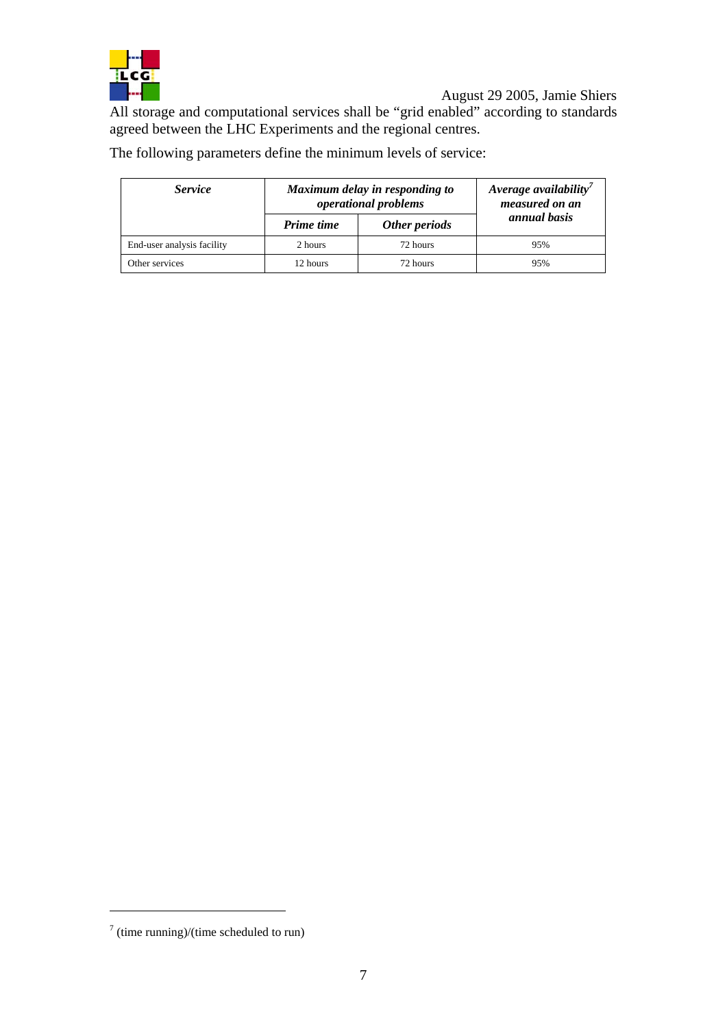All storage and computational services shall be "grid enabled" according to standards agreed between the LHC Experiments and the regional centres.

The following parameters define the minimum levels of service:

| ***Service*** | ***Maximum delay in responding to operational problems*** | | ***Average availability[7] measured on an annual basis*** |
|---|---|---|---|
| | ***Prime time*** | ***Other periods*** | |
| End-user analysis facility | 2 hours | 72 hours | 95% |
| Other services | 12 hours | 72 hours | 95% |

[7] (time running)/(time scheduled to run)